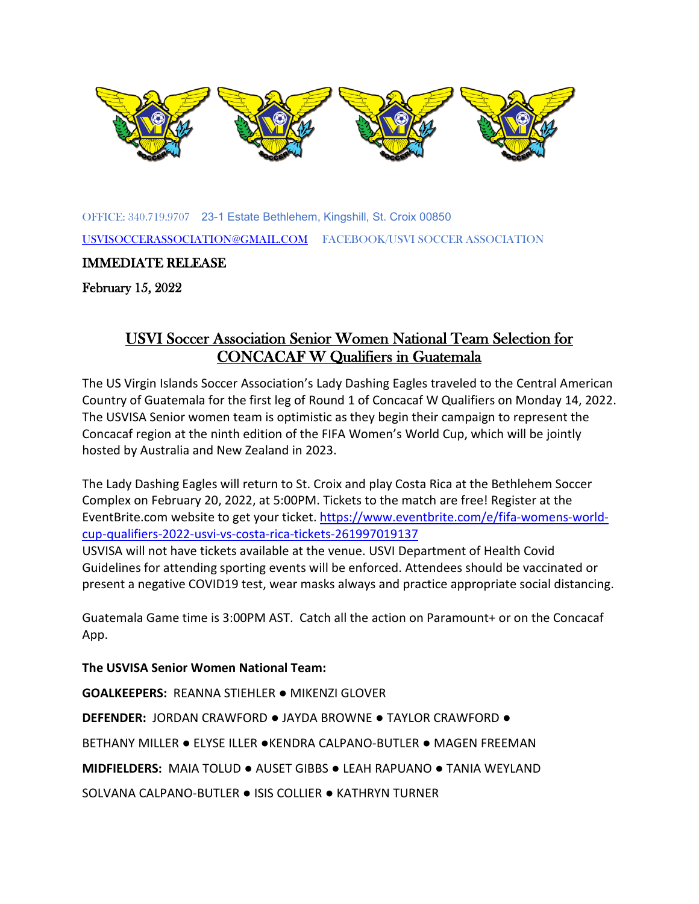OFFICE: 340.719.9707 23-1 Estate Bethlehem, Kingshill, St. Croix 00850

USVISOCCERASSOCIATION@GMAIL.COM FACEBOOK/USVI SOCCER ASSOCIATION

IMMEDIATE RELEASE

February 15, 2022

# USVI Soccer Association Senior Women National Team Selection for CONCACAF W Qualifiers in Guatemala

The US Virgin Islands Soccer Association's Lady Dashing Eagles traveled to the Central American Country of Guatemala for the first leg of Round 1 of Concacaf W Qualifiers on Monday 14, 2022. The USVISA Senior women team is optimistic as they begin their campaign to represent the Concacaf region at the ninth edition of the FIFA Women's World Cup, which will be jointly hosted by Australia and New Zealand in 2023.

The Lady Dashing Eagles will return to St. Croix and play Costa Rica at the Bethlehem Soccer Complex on February 20, 2022, at 5:00PM. Tickets to the match are free! Register at the EventBrite.com website to get your ticket. https://www.eventbrite.com/e/fifa-womens-world-cup-qualifiers-2022-usvi-vs-costa-rica-tickets-261997019137
USVISA will not have tickets available at the venue. USVI Department of Health Covid Guidelines for attending sporting events will be enforced. Attendees should be vaccinated or present a negative COVID19 test, wear masks always and practice appropriate social distancing.

Guatemala Game time is 3:00PM AST. Catch all the action on Paramount+ or on the Concacaf App.

**The USVISA Senior Women National Team:**

**GOALKEEPERS:** REANNA STIEHLER ● MIKENZI GLOVER

**DEFENDER:** JORDAN CRAWFORD ● JAYDA BROWNE ● TAYLOR CRAWFORD ●
BETHANY MILLER ● ELYSE ILLER ●KENDRA CALPANO-BUTLER ● MAGEN FREEMAN

**MIDFIELDERS:** MAIA TOLUD ● AUSET GIBBS ● LEAH RAPUANO ● TANIA WEYLAND
SOLVANA CALPANO-BUTLER ● ISIS COLLIER ● KATHRYN TURNER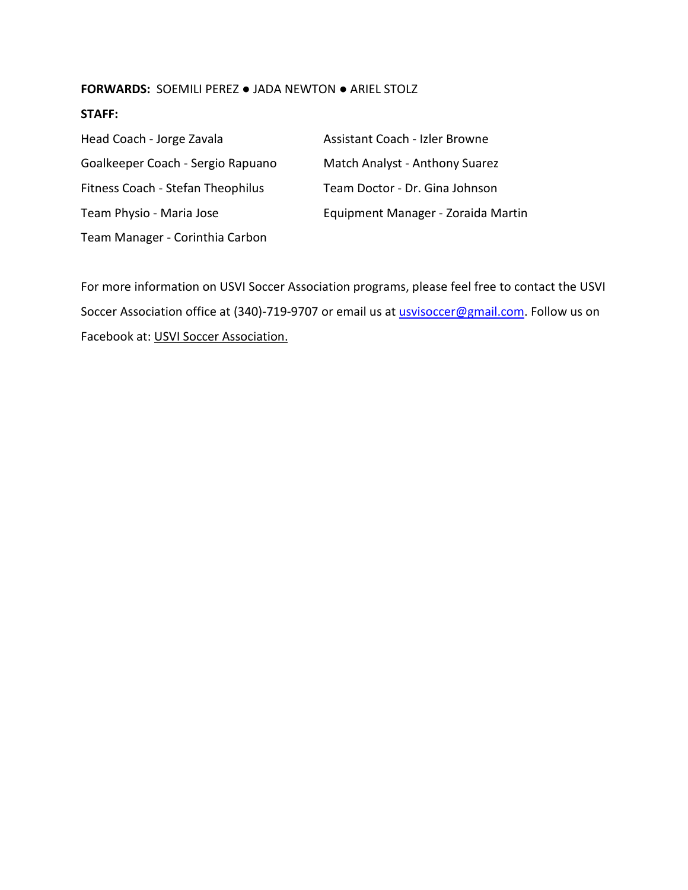**FORWARDS:** SOEMILI PEREZ ● JADA NEWTON ● ARIEL STOLZ

**STAFF:**

Head Coach - Jorge Zavala

Assistant Coach - Izler Browne

Goalkeeper Coach - Sergio Rapuano

Match Analyst - Anthony Suarez

Fitness Coach - Stefan Theophilus

Team Doctor - Dr. Gina Johnson

Team Physio - Maria Jose

Equipment Manager - Zoraida Martin

Team Manager - Corinthia Carbon

For more information on USVI Soccer Association programs, please feel free to contact the USVI Soccer Association office at (340)-719-9707 or email us at usvisoccer@gmail.com. Follow us on Facebook at: USVI Soccer Association.